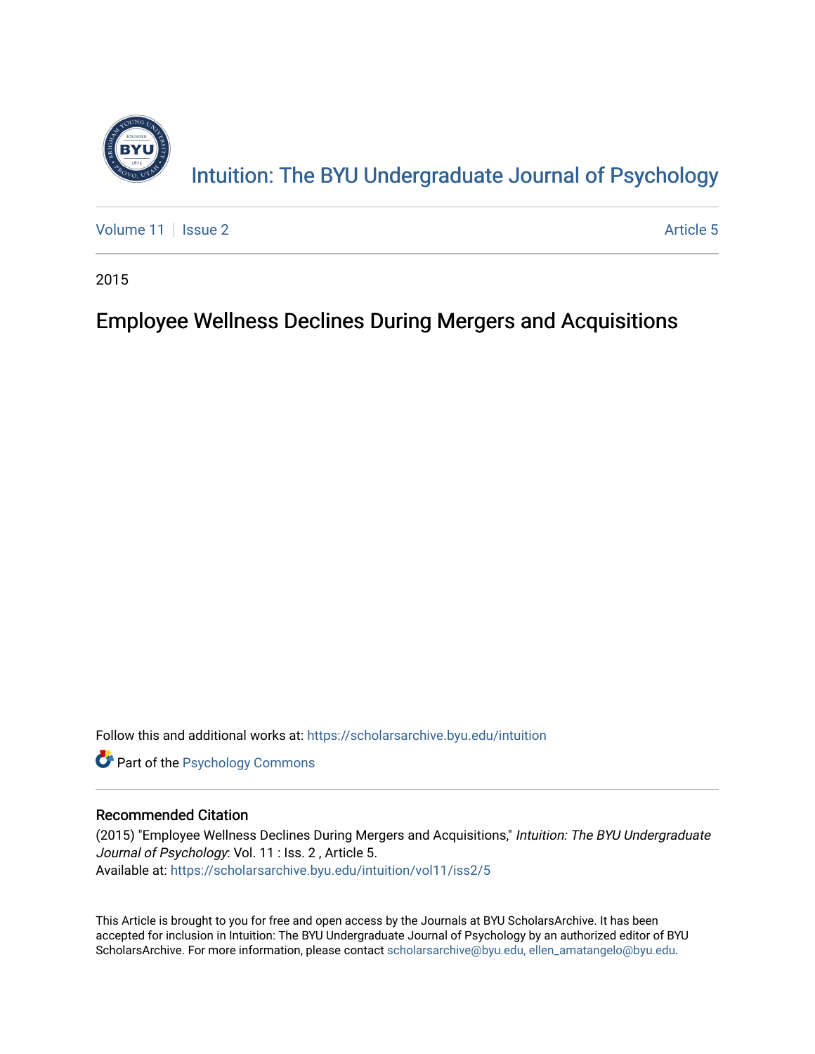# Intuition: The BYU Undergraduate Journal of Psychology

Volume 11 | Issue 2 | Article 5

2015

## Employee Wellness Declines During Mergers and Acquisitions

Follow this and additional works at: https://scholarsarchive.byu.edu/intuition

Part of the Psychology Commons

### Recommended Citation

(2015) "Employee Wellness Declines During Mergers and Acquisitions," *Intuition: The BYU Undergraduate Journal of Psychology*: Vol. 11 : Iss. 2 , Article 5.
Available at: https://scholarsarchive.byu.edu/intuition/vol11/iss2/5

This Article is brought to you for free and open access by the Journals at BYU ScholarsArchive. It has been accepted for inclusion in Intuition: The BYU Undergraduate Journal of Psychology by an authorized editor of BYU ScholarsArchive. For more information, please contact scholarsarchive@byu.edu, ellen_amatangelo@byu.edu.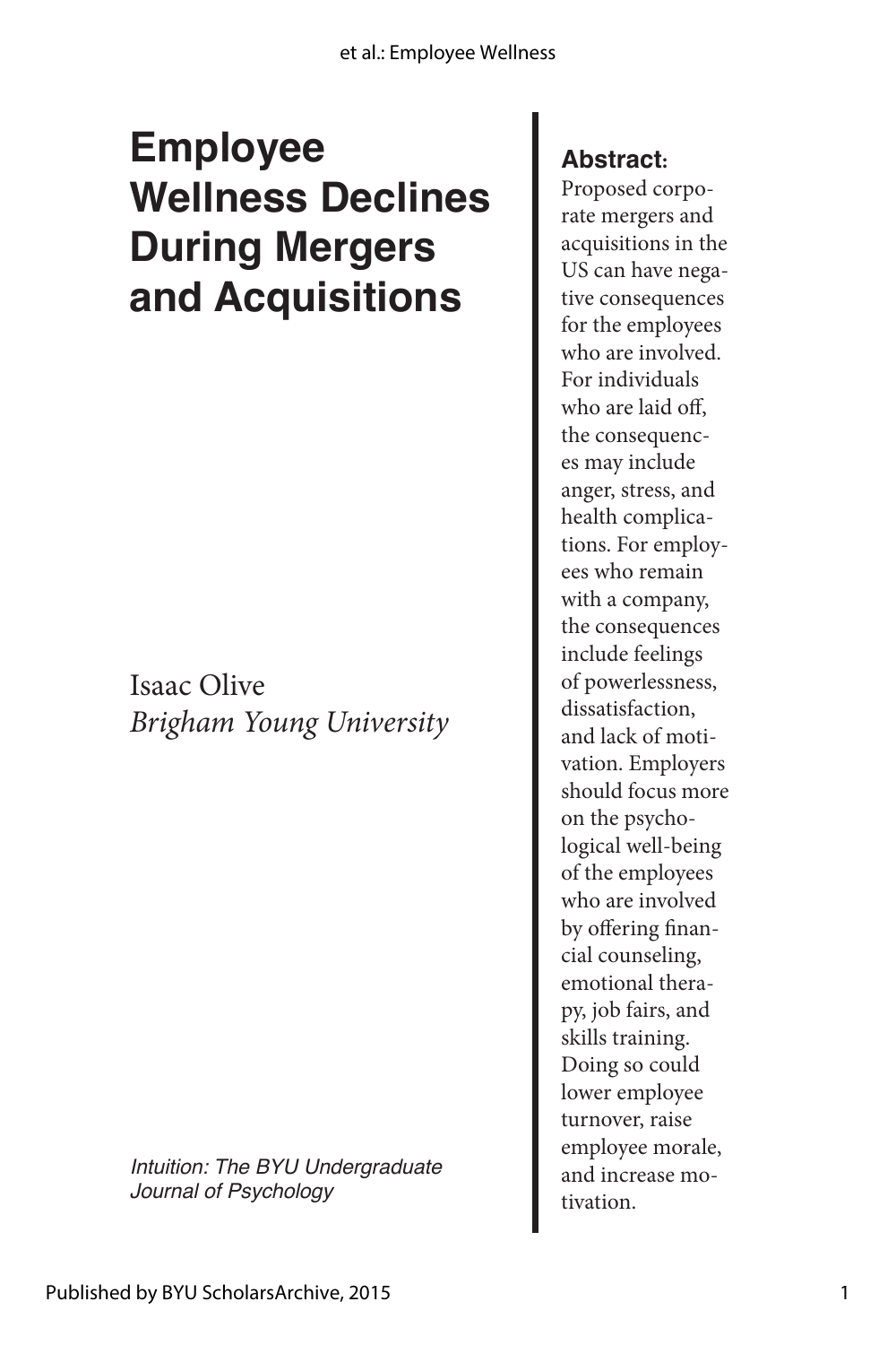# Employee Wellness Declines During Mergers and Acquisitions

Isaac Olive
*Brigham Young University*

*Intuition: The BYU Undergraduate Journal of Psychology*

**Abstract:**
Proposed corporate mergers and acquisitions in the US can have negative consequences for the employees who are involved. For individuals who are laid off, the consequences may include anger, stress, and health complications. For employees who remain with a company, the consequences include feelings of powerlessness, dissatisfaction, and lack of motivation. Employers should focus more on the psychological well-being of the employees who are involved by offering financial counseling, emotional therapy, job fairs, and skills training. Doing so could lower employee turnover, raise employee morale, and increase motivation.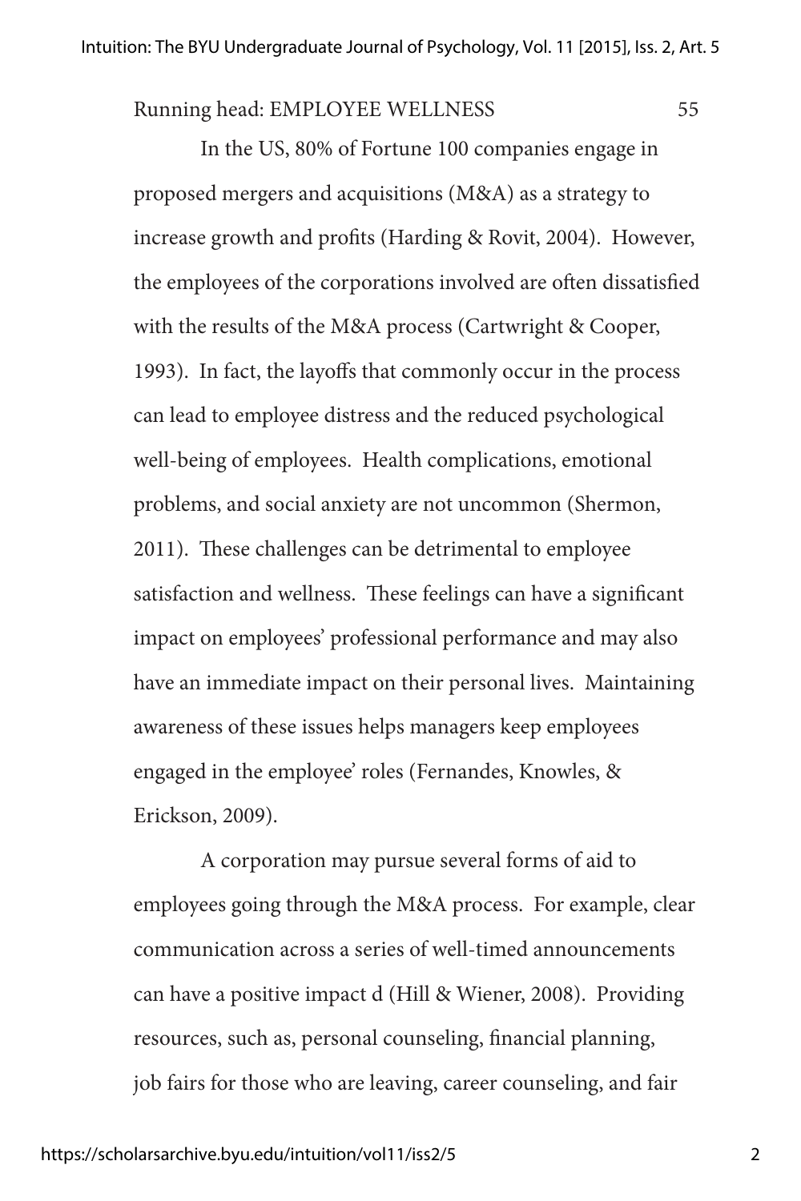In the US, 80% of Fortune 100 companies engage in proposed mergers and acquisitions (M&A) as a strategy to increase growth and profits (Harding & Rovit, 2004). However, the employees of the corporations involved are often dissatisfied with the results of the M&A process (Cartwright & Cooper, 1993). In fact, the layoffs that commonly occur in the process can lead to employee distress and the reduced psychological well-being of employees. Health complications, emotional problems, and social anxiety are not uncommon (Shermon, 2011). These challenges can be detrimental to employee satisfaction and wellness. These feelings can have a significant impact on employees' professional performance and may also have an immediate impact on their personal lives. Maintaining awareness of these issues helps managers keep employees engaged in the employee' roles (Fernandes, Knowles, & Erickson, 2009).

A corporation may pursue several forms of aid to employees going through the M&A process. For example, clear communication across a series of well-timed announcements can have a positive impact d (Hill & Wiener, 2008). Providing resources, such as, personal counseling, financial planning, job fairs for those who are leaving, career counseling, and fair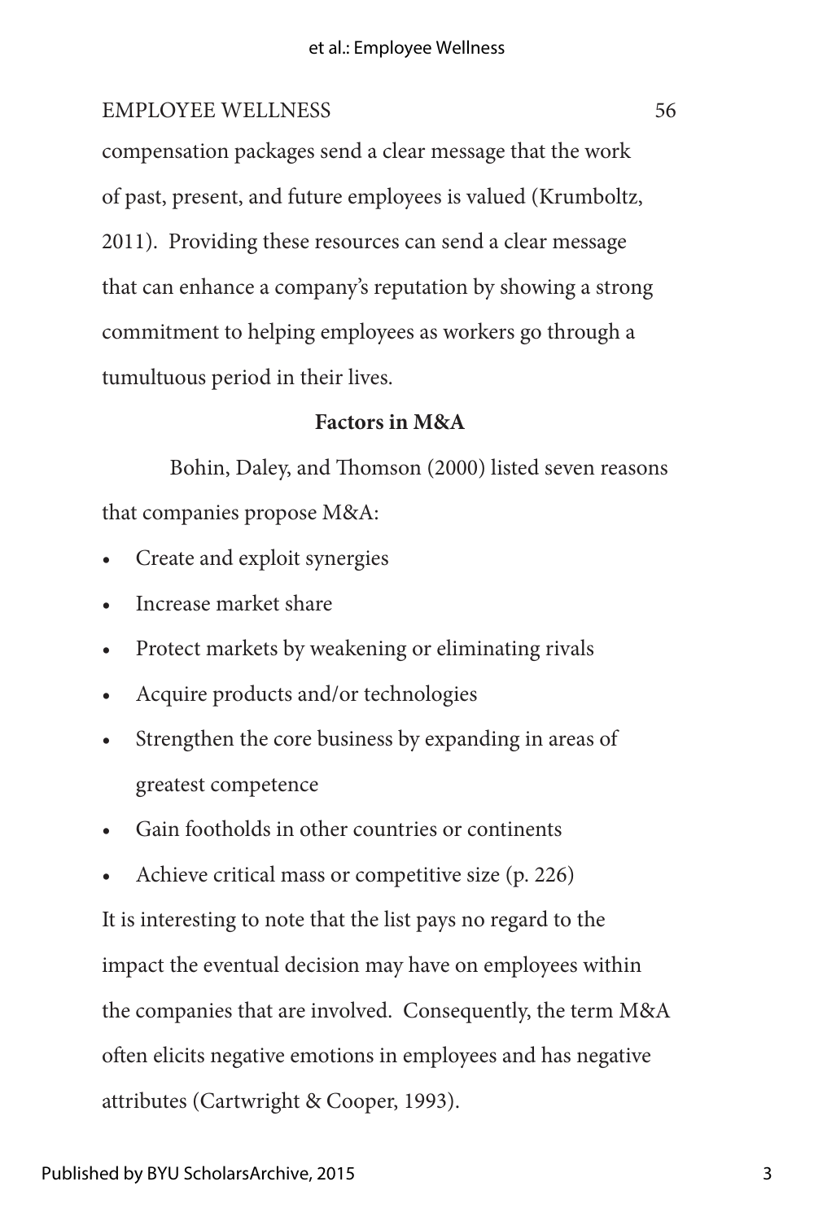compensation packages send a clear message that the work of past, present, and future employees is valued (Krumboltz, 2011). Providing these resources can send a clear message that can enhance a company's reputation by showing a strong commitment to helping employees as workers go through a tumultuous period in their lives.

### Factors in M&A

Bohin, Daley, and Thomson (2000) listed seven reasons that companies propose M&A:

- Create and exploit synergies
- Increase market share
- Protect markets by weakening or eliminating rivals
- Acquire products and/or technologies
- Strengthen the core business by expanding in areas of greatest competence
- Gain footholds in other countries or continents
- Achieve critical mass or competitive size (p. 226)

It is interesting to note that the list pays no regard to the impact the eventual decision may have on employees within the companies that are involved. Consequently, the term M&A often elicits negative emotions in employees and has negative attributes (Cartwright & Cooper, 1993).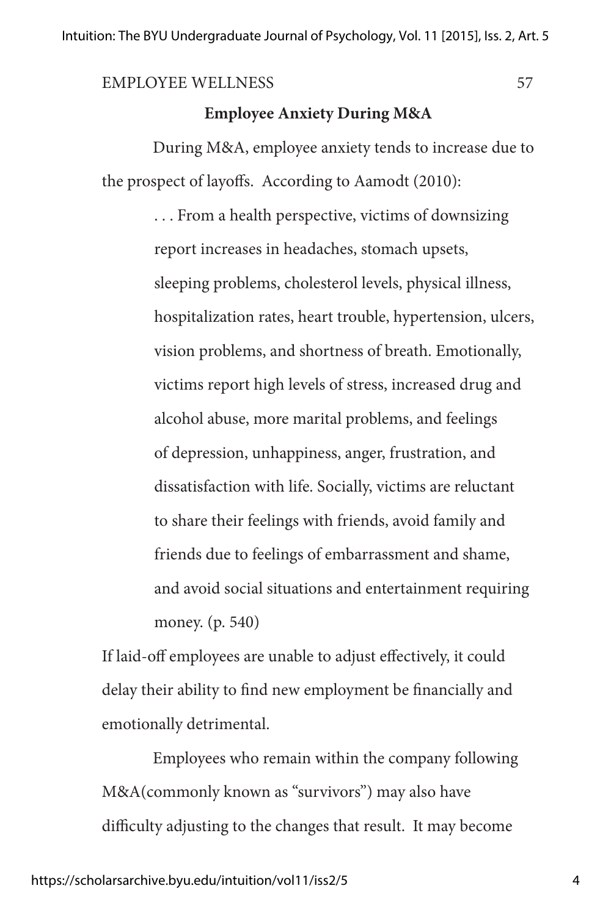## Employee Anxiety During M&A

During M&A, employee anxiety tends to increase due to the prospect of layoffs. According to Aamodt (2010):

> . . . From a health perspective, victims of downsizing report increases in headaches, stomach upsets, sleeping problems, cholesterol levels, physical illness, hospitalization rates, heart trouble, hypertension, ulcers, vision problems, and shortness of breath. Emotionally, victims report high levels of stress, increased drug and alcohol abuse, more marital problems, and feelings of depression, unhappiness, anger, frustration, and dissatisfaction with life. Socially, victims are reluctant to share their feelings with friends, avoid family and friends due to feelings of embarrassment and shame, and avoid social situations and entertainment requiring money. (p. 540)

If laid-off employees are unable to adjust effectively, it could delay their ability to find new employment be financially and emotionally detrimental.

Employees who remain within the company following M&A(commonly known as "survivors") may also have difficulty adjusting to the changes that result. It may become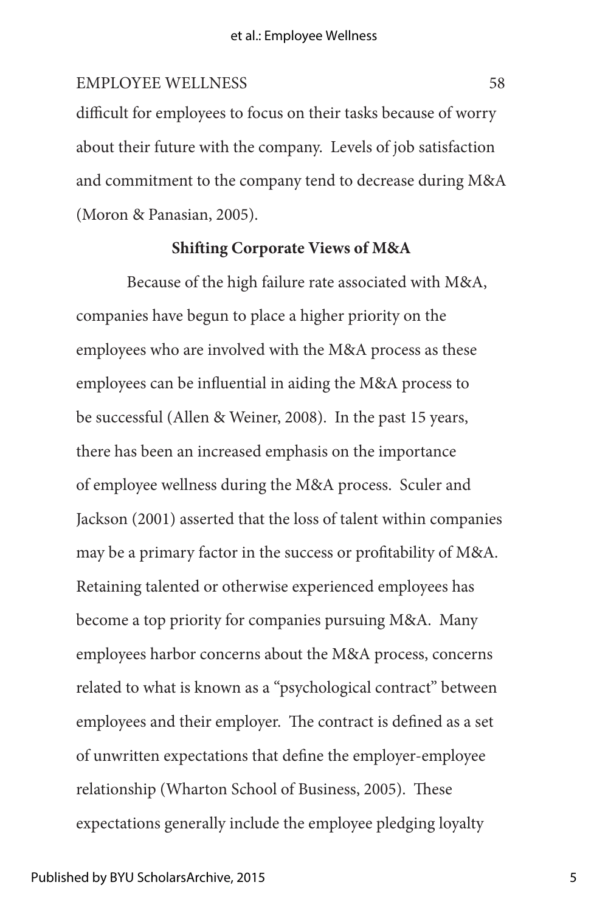difficult for employees to focus on their tasks because of worry about their future with the company. Levels of job satisfaction and commitment to the company tend to decrease during M&A (Moron & Panasian, 2005).

## Shifting Corporate Views of M&A

Because of the high failure rate associated with M&A, companies have begun to place a higher priority on the employees who are involved with the M&A process as these employees can be influential in aiding the M&A process to be successful (Allen & Weiner, 2008). In the past 15 years, there has been an increased emphasis on the importance of employee wellness during the M&A process. Sculer and Jackson (2001) asserted that the loss of talent within companies may be a primary factor in the success or profitability of M&A. Retaining talented or otherwise experienced employees has become a top priority for companies pursuing M&A. Many employees harbor concerns about the M&A process, concerns related to what is known as a "psychological contract" between employees and their employer. The contract is defined as a set of unwritten expectations that define the employer-employee relationship (Wharton School of Business, 2005). These expectations generally include the employee pledging loyalty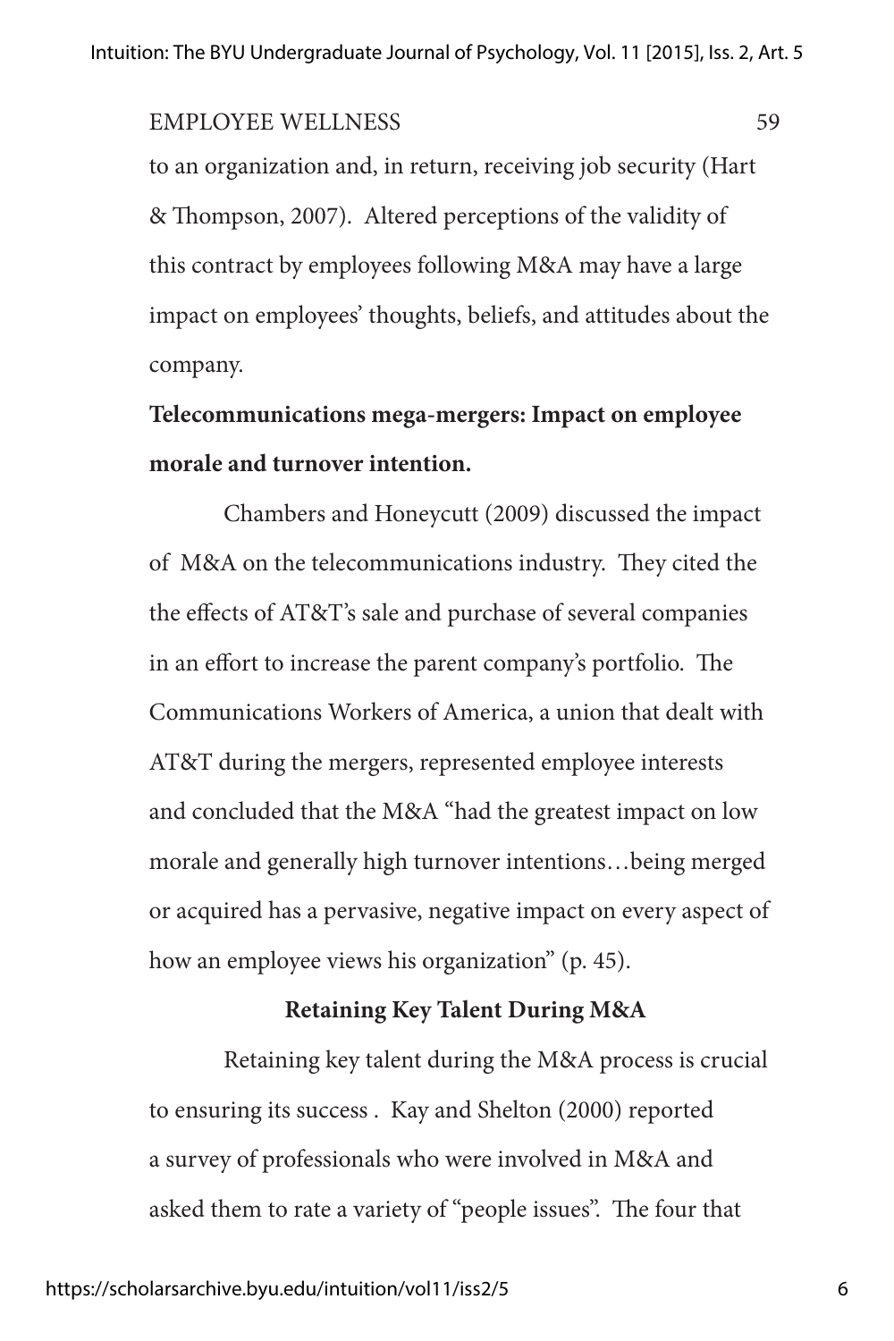to an organization and, in return, receiving job security (Hart & Thompson, 2007). Altered perceptions of the validity of this contract by employees following M&A may have a large impact on employees' thoughts, beliefs, and attitudes about the company.

**Telecommunications mega-mergers: Impact on employee morale and turnover intention.**

Chambers and Honeycutt (2009) discussed the impact of M&A on the telecommunications industry. They cited the the effects of AT&T's sale and purchase of several companies in an effort to increase the parent company's portfolio. The Communications Workers of America, a union that dealt with AT&T during the mergers, represented employee interests and concluded that the M&A "had the greatest impact on low morale and generally high turnover intentions…being merged or acquired has a pervasive, negative impact on every aspect of how an employee views his organization" (p. 45).

## Retaining Key Talent During M&A

Retaining key talent during the M&A process is crucial to ensuring its success . Kay and Shelton (2000) reported a survey of professionals who were involved in M&A and asked them to rate a variety of "people issues". The four that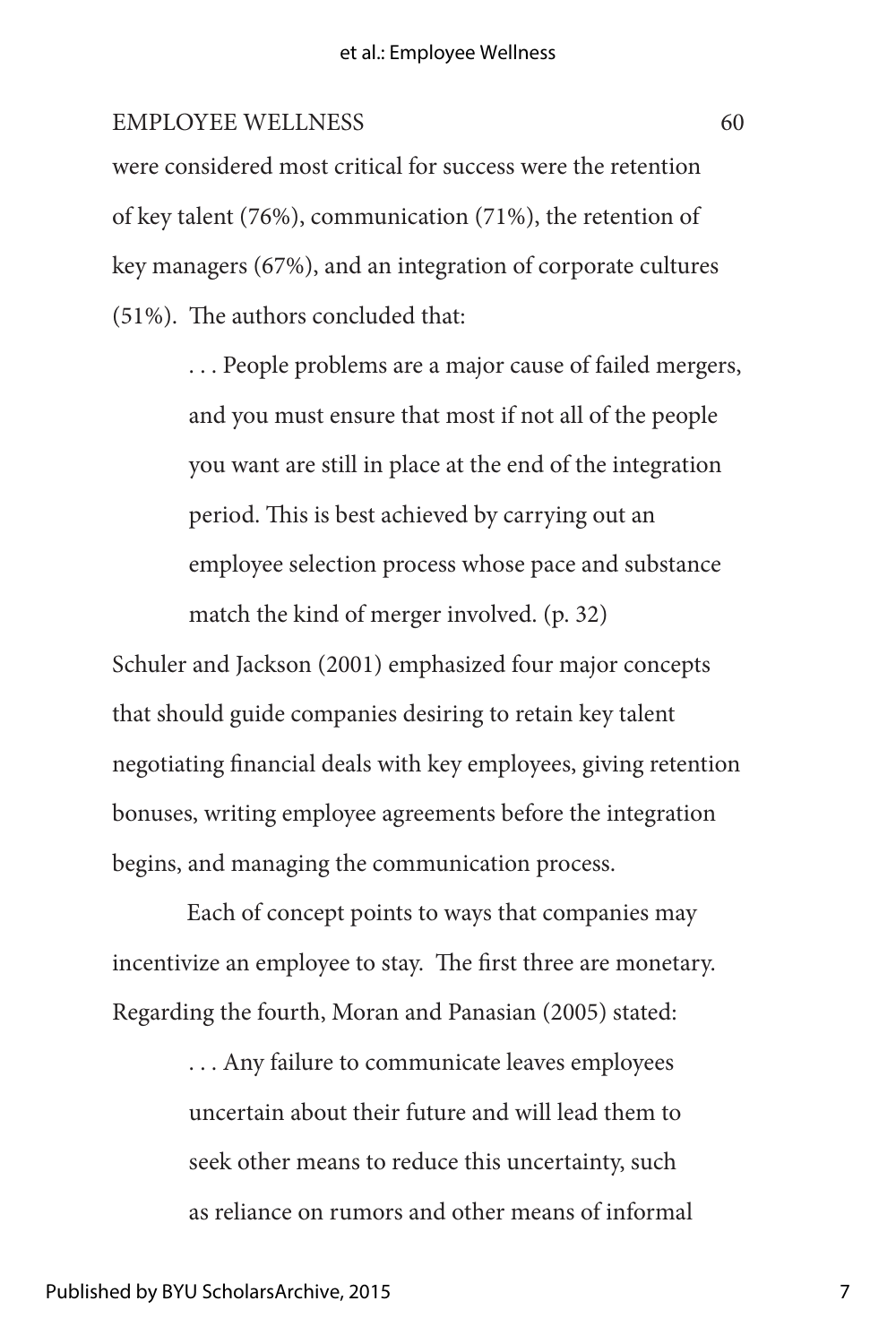were considered most critical for success were the retention of key talent (76%), communication (71%), the retention of key managers (67%), and an integration of corporate cultures (51%). The authors concluded that:

> . . . People problems are a major cause of failed mergers, and you must ensure that most if not all of the people you want are still in place at the end of the integration period. This is best achieved by carrying out an employee selection process whose pace and substance match the kind of merger involved. (p. 32)

Schuler and Jackson (2001) emphasized four major concepts that should guide companies desiring to retain key talent negotiating financial deals with key employees, giving retention bonuses, writing employee agreements before the integration begins, and managing the communication process.

Each of concept points to ways that companies may incentivize an employee to stay. The first three are monetary. Regarding the fourth, Moran and Panasian (2005) stated:

> . . . Any failure to communicate leaves employees uncertain about their future and will lead them to seek other means to reduce this uncertainty, such as reliance on rumors and other means of informal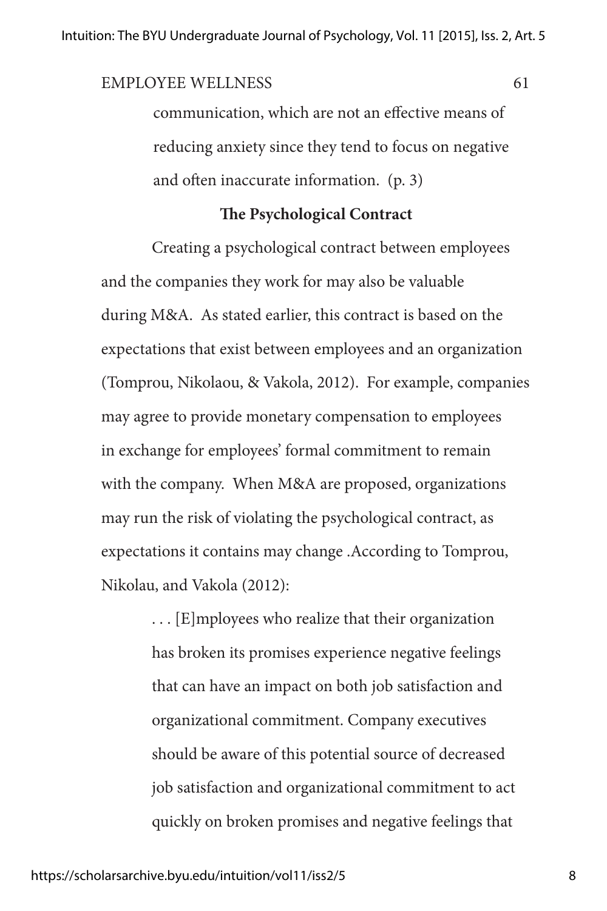> communication, which are not an effective means of reducing anxiety since they tend to focus on negative and often inaccurate information. (p. 3)

### The Psychological Contract

Creating a psychological contract between employees and the companies they work for may also be valuable during M&A. As stated earlier, this contract is based on the expectations that exist between employees and an organization (Tomprou, Nikolaou, & Vakola, 2012). For example, companies may agree to provide monetary compensation to employees in exchange for employees' formal commitment to remain with the company. When M&A are proposed, organizations may run the risk of violating the psychological contract, as expectations it contains may change .According to Tomprou, Nikolau, and Vakola (2012):

> . . . [E]mployees who realize that their organization has broken its promises experience negative feelings that can have an impact on both job satisfaction and organizational commitment. Company executives should be aware of this potential source of decreased job satisfaction and organizational commitment to act quickly on broken promises and negative feelings that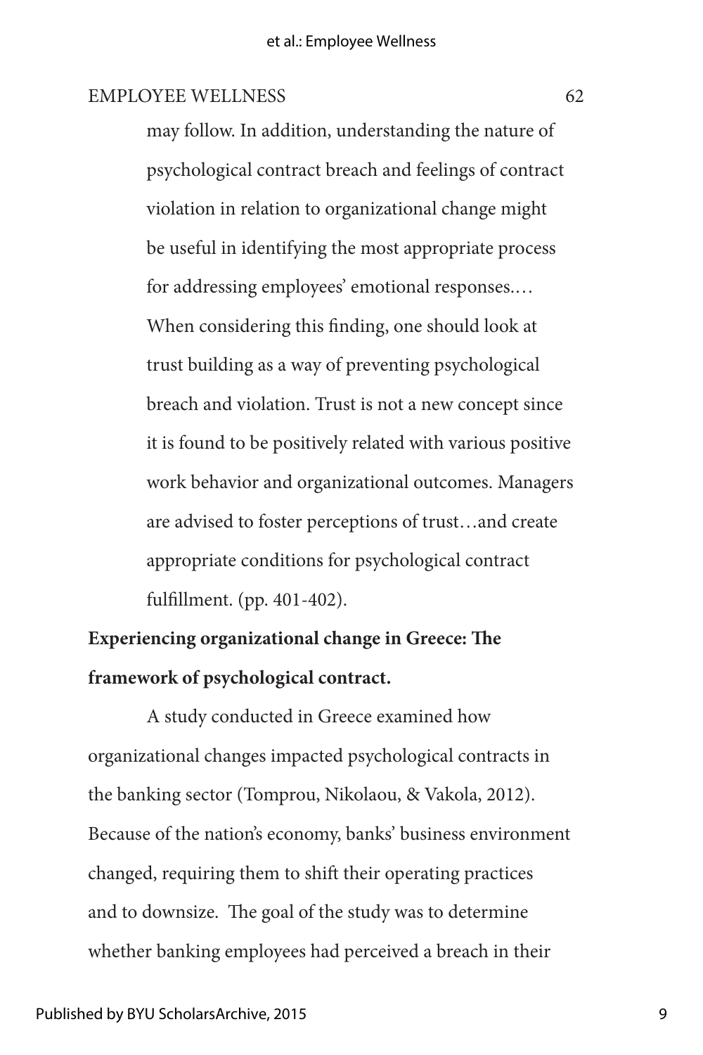> may follow. In addition, understanding the nature of psychological contract breach and feelings of contract violation in relation to organizational change might be useful in identifying the most appropriate process for addressing employees' emotional responses.… When considering this finding, one should look at trust building as a way of preventing psychological breach and violation. Trust is not a new concept since it is found to be positively related with various positive work behavior and organizational outcomes. Managers are advised to foster perceptions of trust…and create appropriate conditions for psychological contract fulfillment. (pp. 401-402).

**Experiencing organizational change in Greece: The framework of psychological contract.**

A study conducted in Greece examined how organizational changes impacted psychological contracts in the banking sector (Tomprou, Nikolaou, & Vakola, 2012). Because of the nation's economy, banks' business environment changed, requiring them to shift their operating practices and to downsize. The goal of the study was to determine whether banking employees had perceived a breach in their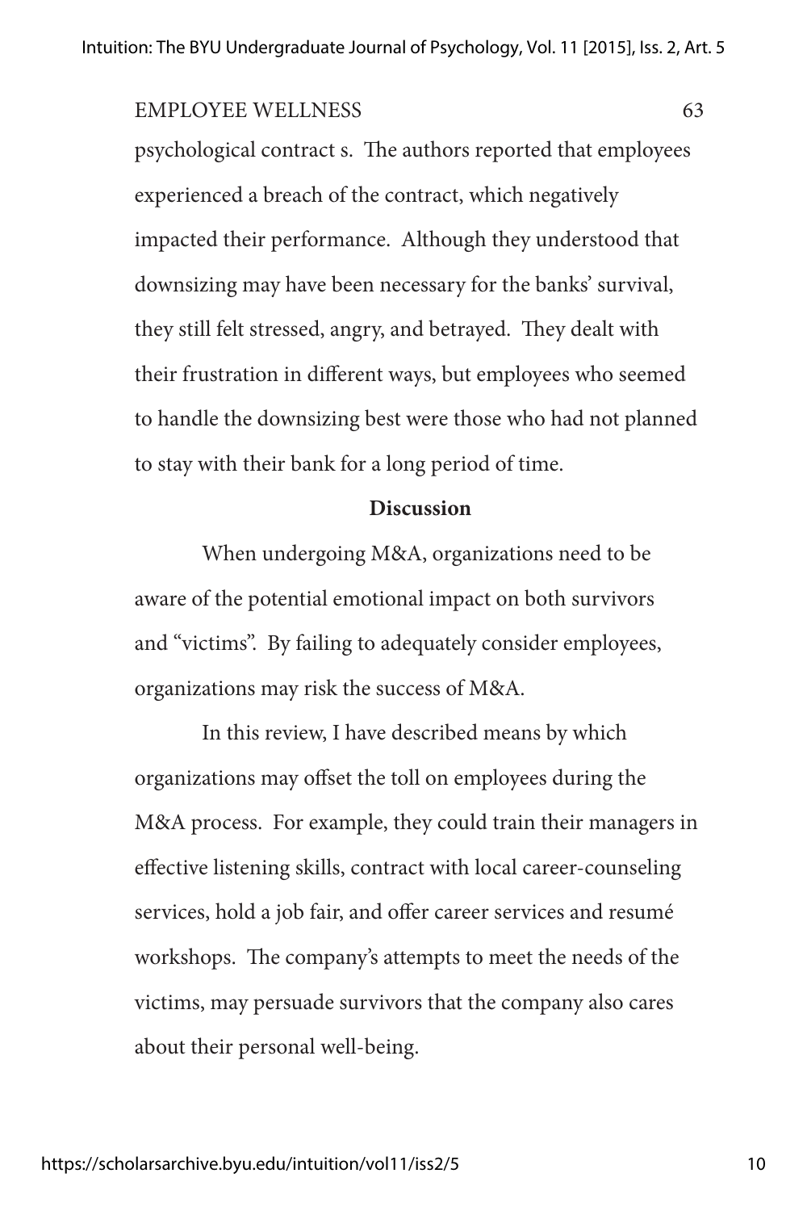psychological contract s. The authors reported that employees experienced a breach of the contract, which negatively impacted their performance. Although they understood that downsizing may have been necessary for the banks' survival, they still felt stressed, angry, and betrayed. They dealt with their frustration in different ways, but employees who seemed to handle the downsizing best were those who had not planned to stay with their bank for a long period of time.

## Discussion

When undergoing M&A, organizations need to be aware of the potential emotional impact on both survivors and "victims". By failing to adequately consider employees, organizations may risk the success of M&A.

In this review, I have described means by which organizations may offset the toll on employees during the M&A process. For example, they could train their managers in effective listening skills, contract with local career-counseling services, hold a job fair, and offer career services and resumé workshops. The company's attempts to meet the needs of the victims, may persuade survivors that the company also cares about their personal well-being.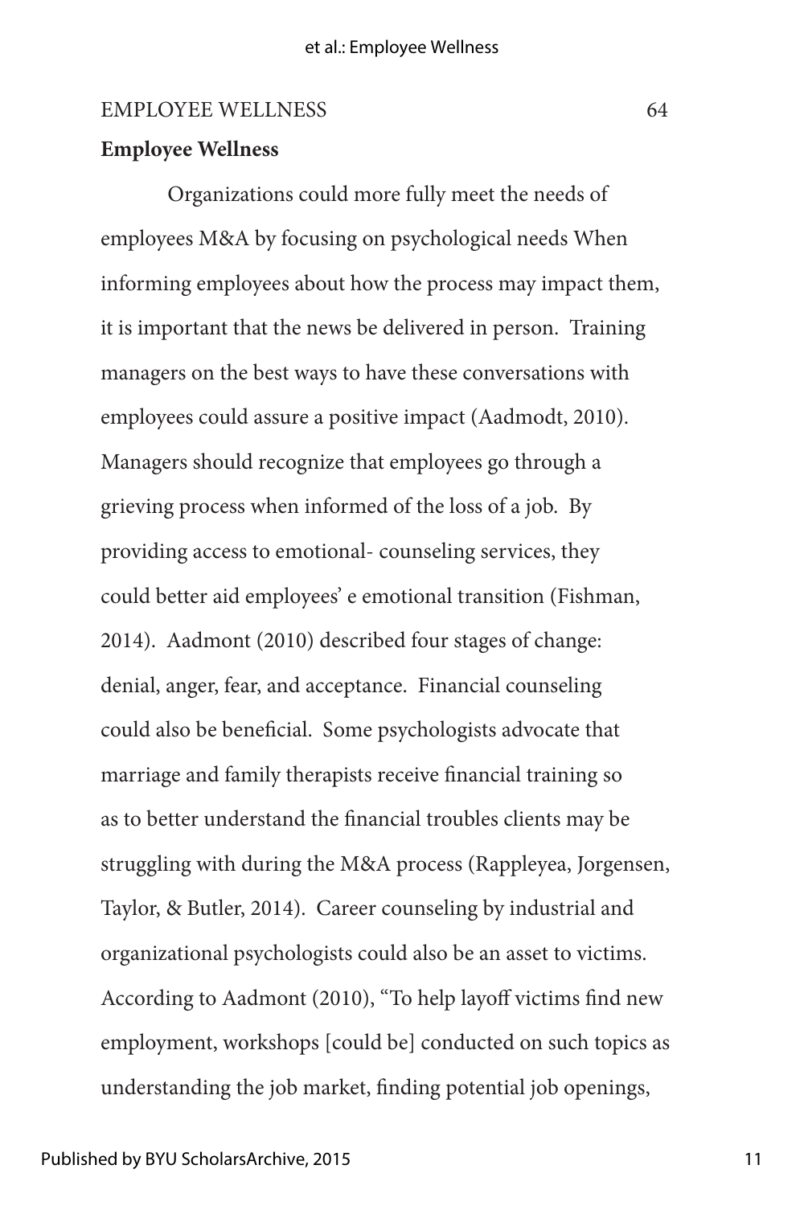**Employee Wellness**

Organizations could more fully meet the needs of employees M&A by focusing on psychological needs When informing employees about how the process may impact them, it is important that the news be delivered in person. Training managers on the best ways to have these conversations with employees could assure a positive impact (Aadmodt, 2010). Managers should recognize that employees go through a grieving process when informed of the loss of a job. By providing access to emotional- counseling services, they could better aid employees' e emotional transition (Fishman, 2014). Aadmont (2010) described four stages of change: denial, anger, fear, and acceptance. Financial counseling could also be beneficial. Some psychologists advocate that marriage and family therapists receive financial training so as to better understand the financial troubles clients may be struggling with during the M&A process (Rappleyea, Jorgensen, Taylor, & Butler, 2014). Career counseling by industrial and organizational psychologists could also be an asset to victims. According to Aadmont (2010), "To help layoff victims find new employment, workshops [could be] conducted on such topics as understanding the job market, finding potential job openings,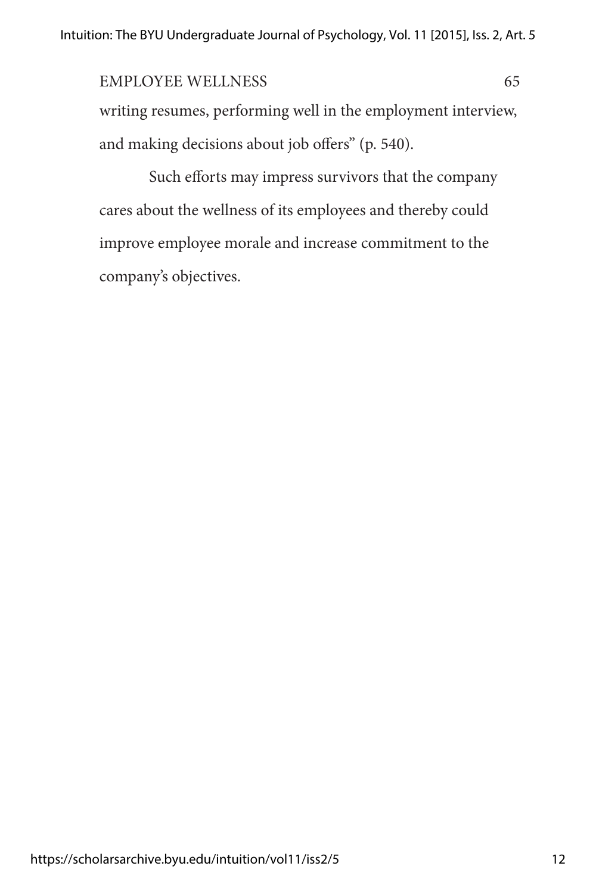writing resumes, performing well in the employment interview, and making decisions about job offers" (p. 540).

Such efforts may impress survivors that the company cares about the wellness of its employees and thereby could improve employee morale and increase commitment to the company's objectives.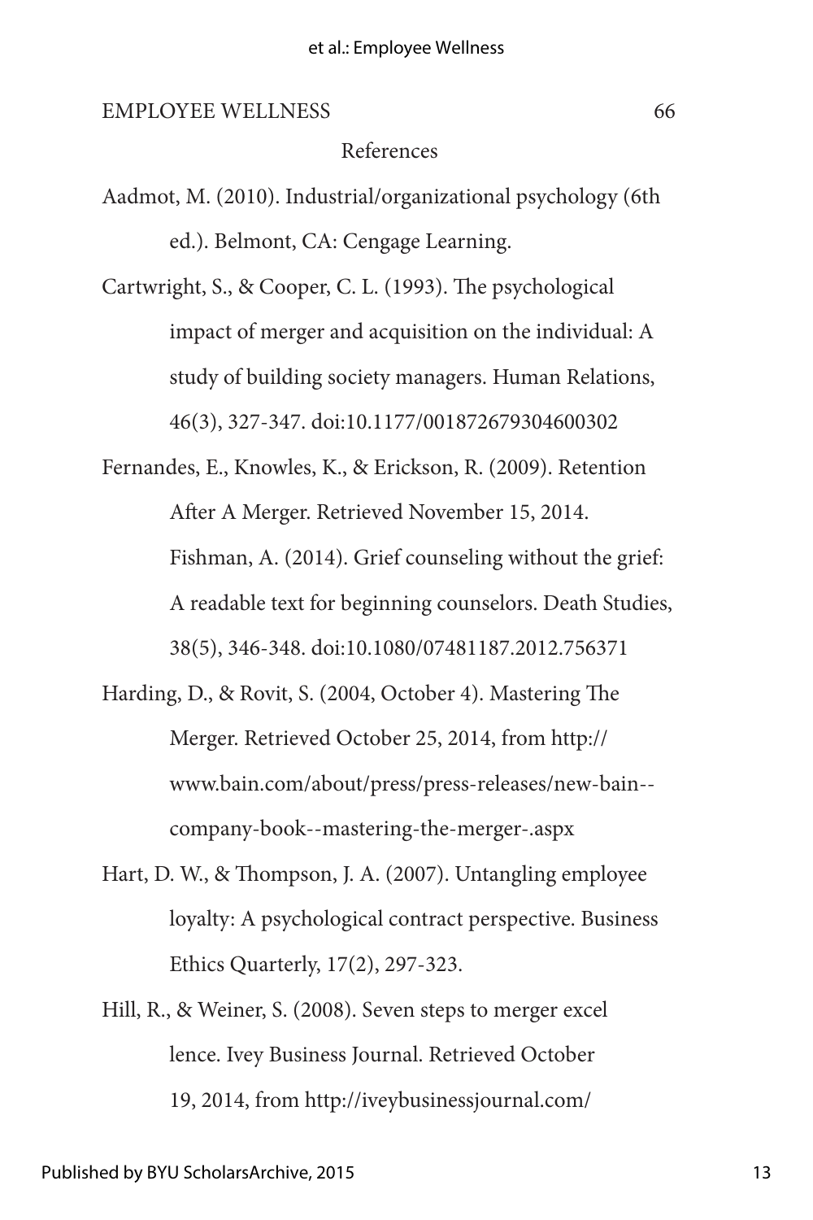# References

Aadmot, M. (2010). Industrial/organizational psychology (6th ed.). Belmont, CA: Cengage Learning.

Cartwright, S., & Cooper, C. L. (1993). The psychological impact of merger and acquisition on the individual: A study of building society managers. Human Relations, 46(3), 327-347. doi:10.1177/001872679304600302

Fernandes, E., Knowles, K., & Erickson, R. (2009). Retention After A Merger. Retrieved November 15, 2014. Fishman, A. (2014). Grief counseling without the grief: A readable text for beginning counselors. Death Studies, 38(5), 346-348. doi:10.1080/07481187.2012.756371

Harding, D., & Rovit, S. (2004, October 4). Mastering The Merger. Retrieved October 25, 2014, from http://www.bain.com/about/press/press-releases/new-bain--company-book--mastering-the-merger-.aspx

Hart, D. W., & Thompson, J. A. (2007). Untangling employee loyalty: A psychological contract perspective. Business Ethics Quarterly, 17(2), 297-323.

Hill, R., & Weiner, S. (2008). Seven steps to merger excel lence. Ivey Business Journal. Retrieved October 19, 2014, from http://iveybusinessjournal.com/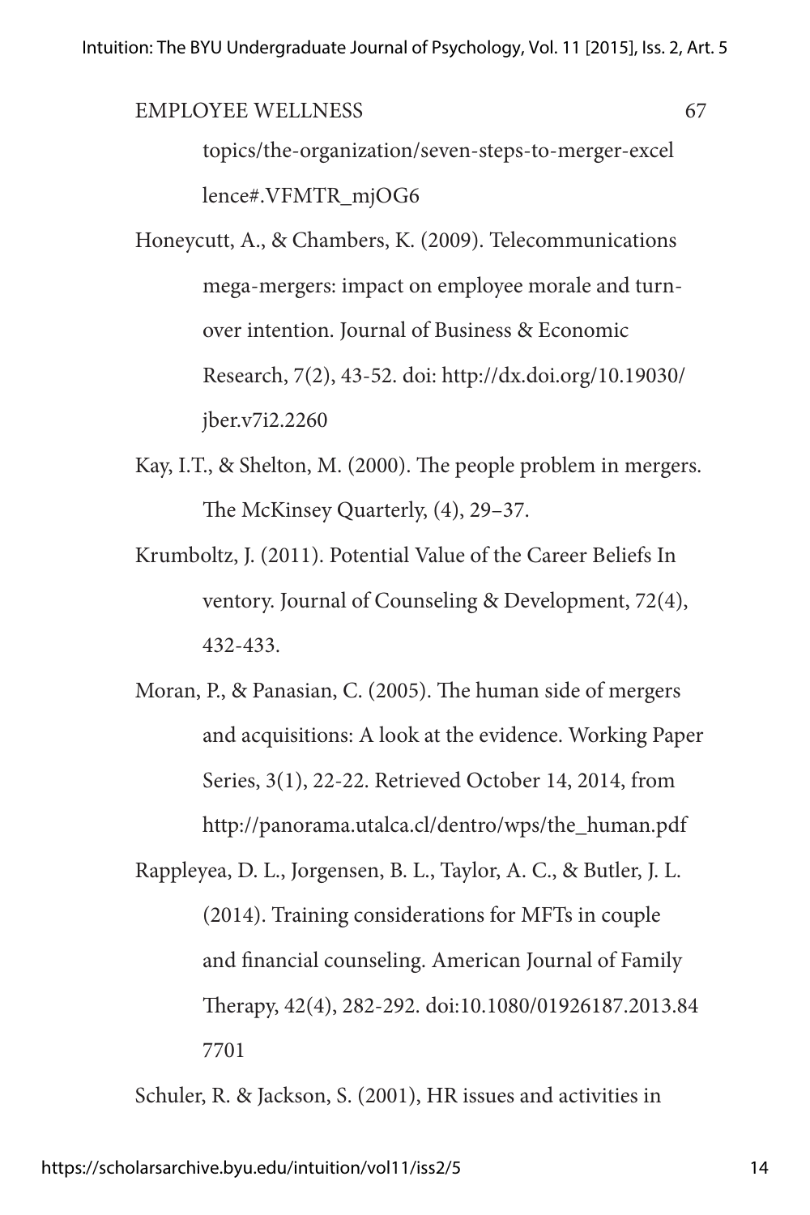topics/the-organization/seven-steps-to-merger-excel lence#.VFMTR_mjOG6

Honeycutt, A., & Chambers, K. (2009). Telecommunications mega-mergers: impact on employee morale and turn-over intention. Journal of Business & Economic Research, 7(2), 43-52. doi: http://dx.doi.org/10.19030/jber.v7i2.2260

Kay, I.T., & Shelton, M. (2000). The people problem in mergers. The McKinsey Quarterly, (4), 29–37.

Krumboltz, J. (2011). Potential Value of the Career Beliefs In ventory. Journal of Counseling & Development, 72(4), 432-433.

Moran, P., & Panasian, C. (2005). The human side of mergers and acquisitions: A look at the evidence. Working Paper Series, 3(1), 22-22. Retrieved October 14, 2014, from http://panorama.utalca.cl/dentro/wps/the_human.pdf

Rappleyea, D. L., Jorgensen, B. L., Taylor, A. C., & Butler, J. L. (2014). Training considerations for MFTs in couple and financial counseling. American Journal of Family Therapy, 42(4), 282-292. doi:10.1080/01926187.2013.847701

Schuler, R. & Jackson, S. (2001), HR issues and activities in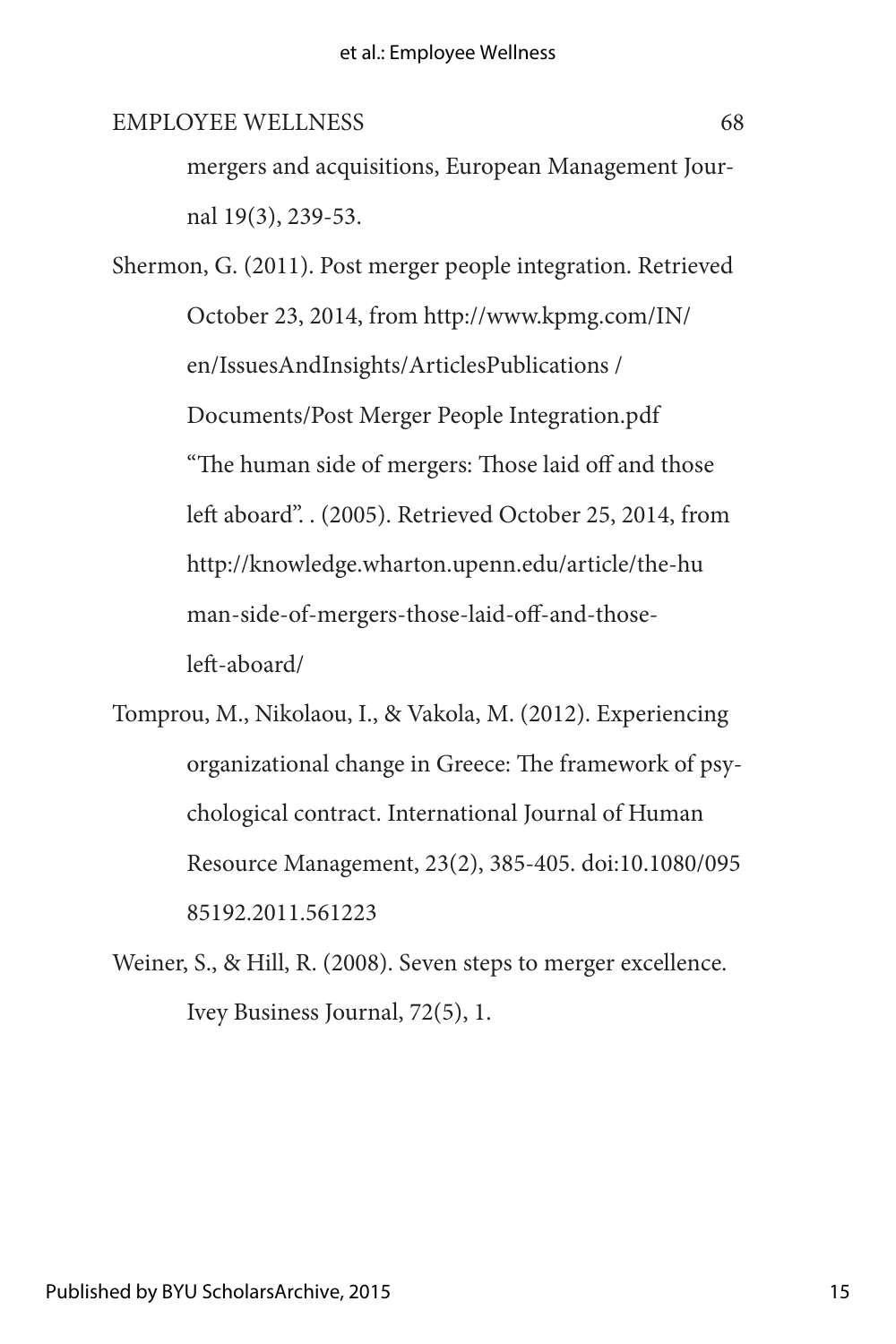mergers and acquisitions, European Management Journal 19(3), 239-53.

Shermon, G. (2011). Post merger people integration. Retrieved October 23, 2014, from http://www.kpmg.com/IN/en/IssuesAndInsights/ArticlesPublications / Documents/Post Merger People Integration.pdf

"The human side of mergers: Those laid off and those left aboard". . (2005). Retrieved October 25, 2014, from http://knowledge.wharton.upenn.edu/article/the-human-side-of-mergers-those-laid-off-and-those-left-aboard/

Tomprou, M., Nikolaou, I., & Vakola, M. (2012). Experiencing organizational change in Greece: The framework of psychological contract. International Journal of Human Resource Management, 23(2), 385-405. doi:10.1080/09585192.2011.561223

Weiner, S., & Hill, R. (2008). Seven steps to merger excellence. Ivey Business Journal, 72(5), 1.